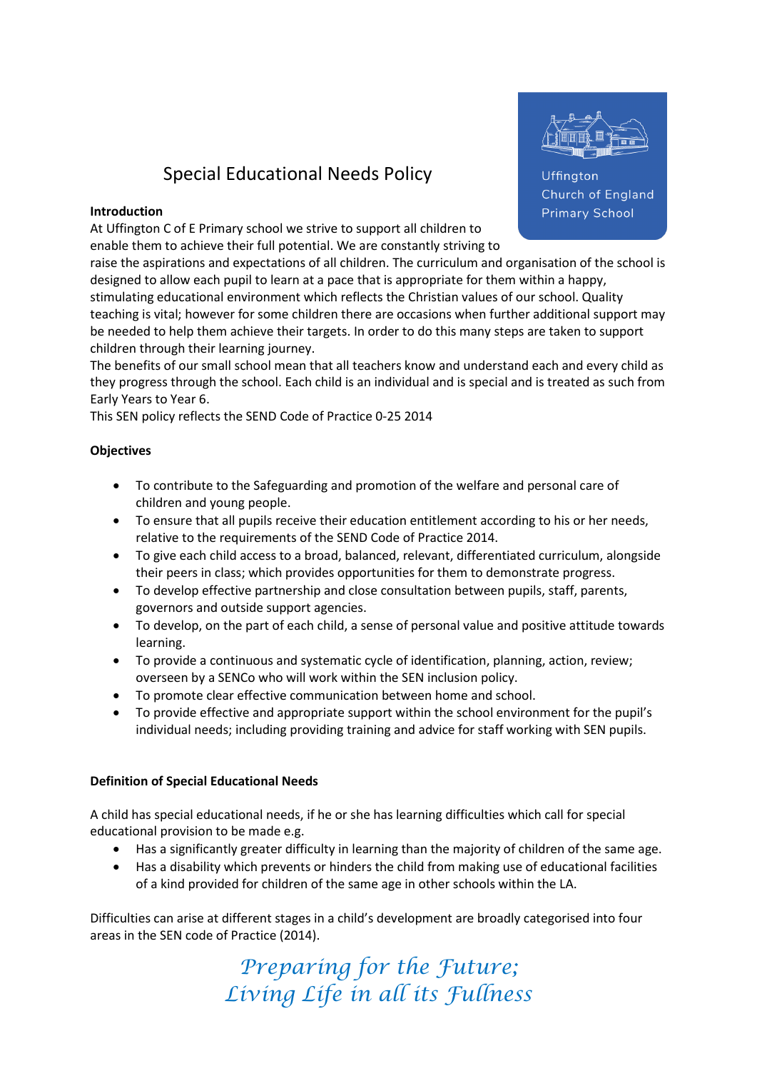# Special Educational Needs Policy

Uffington Church of England Primary School

**Introduction**

At Uffington C of E Primary school we strive to support all children to enable them to achieve their full potential. We are constantly striving to raise the aspirations and expectations of all children. The curriculum and organisation of the school is designed to allow each pupil to learn at a pace that is appropriate for them within a happy, stimulating educational environment which reflects the Christian values of our school. Quality teaching is vital; however for some children there are occasions when further additional support may be needed to help them achieve their targets. In order to do this many steps are taken to support children through their learning journey.

The benefits of our small school mean that all teachers know and understand each and every child as they progress through the school. Each child is an individual and is special and is treated as such from Early Years to Year 6.

This SEN policy reflects the SEND Code of Practice 0-25 2014

**Objectives**

- To contribute to the Safeguarding and promotion of the welfare and personal care of children and young people.
- To ensure that all pupils receive their education entitlement according to his or her needs, relative to the requirements of the SEND Code of Practice 2014.
- To give each child access to a broad, balanced, relevant, differentiated curriculum, alongside their peers in class; which provides opportunities for them to demonstrate progress.
- To develop effective partnership and close consultation between pupils, staff, parents, governors and outside support agencies.
- To develop, on the part of each child, a sense of personal value and positive attitude towards learning.
- To provide a continuous and systematic cycle of identification, planning, action, review; overseen by a SENCo who will work within the SEN inclusion policy.
- To promote clear effective communication between home and school.
- To provide effective and appropriate support within the school environment for the pupil's individual needs; including providing training and advice for staff working with SEN pupils.

**Definition of Special Educational Needs**

A child has special educational needs, if he or she has learning difficulties which call for special educational provision to be made e.g.

- Has a significantly greater difficulty in learning than the majority of children of the same age.
- Has a disability which prevents or hinders the child from making use of educational facilities of a kind provided for children of the same age in other schools within the LA.

Difficulties can arise at different stages in a child's development are broadly categorised into four areas in the SEN code of Practice (2014).

*Preparing for the Future;*
*Living Life in all its Fullness*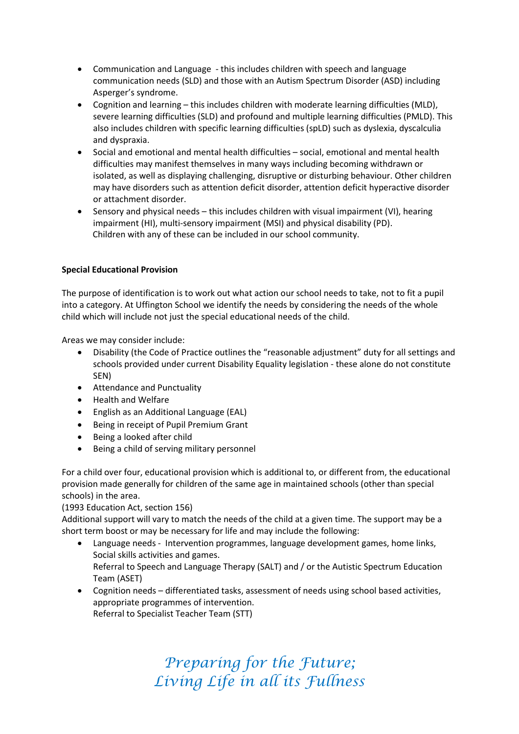- Communication and Language - this includes children with speech and language communication needs (SLD) and those with an Autism Spectrum Disorder (ASD) including Asperger's syndrome.
- Cognition and learning – this includes children with moderate learning difficulties (MLD), severe learning difficulties (SLD) and profound and multiple learning difficulties (PMLD). This also includes children with specific learning difficulties (spLD) such as dyslexia, dyscalculia and dyspraxia.
- Social and emotional and mental health difficulties – social, emotional and mental health difficulties may manifest themselves in many ways including becoming withdrawn or isolated, as well as displaying challenging, disruptive or disturbing behaviour. Other children may have disorders such as attention deficit disorder, attention deficit hyperactive disorder or attachment disorder.
- Sensory and physical needs – this includes children with visual impairment (VI), hearing impairment (HI), multi-sensory impairment (MSI) and physical disability (PD).
  Children with any of these can be included in our school community.

**Special Educational Provision**

The purpose of identification is to work out what action our school needs to take, not to fit a pupil into a category. At Uffington School we identify the needs by considering the needs of the whole child which will include not just the special educational needs of the child.

Areas we may consider include:

- Disability (the Code of Practice outlines the "reasonable adjustment" duty for all settings and schools provided under current Disability Equality legislation - these alone do not constitute SEN)
- Attendance and Punctuality
- Health and Welfare
- English as an Additional Language (EAL)
- Being in receipt of Pupil Premium Grant
- Being a looked after child
- Being a child of serving military personnel

For a child over four, educational provision which is additional to, or different from, the educational provision made generally for children of the same age in maintained schools (other than special schools) in the area.
(1993 Education Act, section 156)
Additional support will vary to match the needs of the child at a given time. The support may be a short term boost or may be necessary for life and may include the following:

- Language needs - Intervention programmes, language development games, home links, Social skills activities and games.
  Referral to Speech and Language Therapy (SALT) and / or the Autistic Spectrum Education Team (ASET)
- Cognition needs – differentiated tasks, assessment of needs using school based activities, appropriate programmes of intervention.
  Referral to Specialist Teacher Team (STT)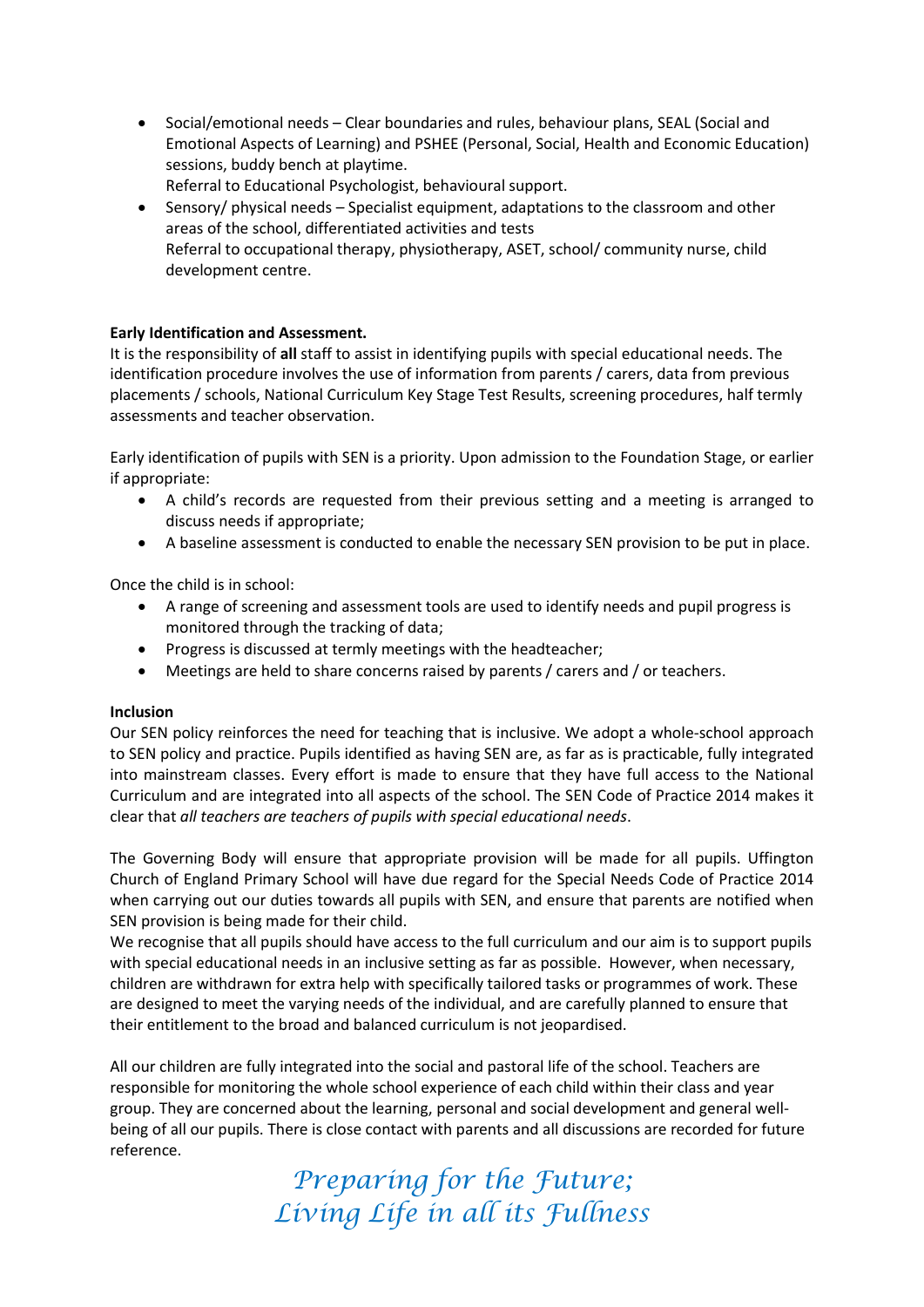- Social/emotional needs – Clear boundaries and rules, behaviour plans, SEAL (Social and Emotional Aspects of Learning) and PSHEE (Personal, Social, Health and Economic Education) sessions, buddy bench at playtime.
  Referral to Educational Psychologist, behavioural support.
- Sensory/ physical needs – Specialist equipment, adaptations to the classroom and other areas of the school, differentiated activities and tests
  Referral to occupational therapy, physiotherapy, ASET, school/ community nurse, child development centre.

**Early Identification and Assessment.**

It is the responsibility of **all** staff to assist in identifying pupils with special educational needs. The identification procedure involves the use of information from parents / carers, data from previous placements / schools, National Curriculum Key Stage Test Results, screening procedures, half termly assessments and teacher observation.

Early identification of pupils with SEN is a priority. Upon admission to the Foundation Stage, or earlier if appropriate:

- A child's records are requested from their previous setting and a meeting is arranged to discuss needs if appropriate;
- A baseline assessment is conducted to enable the necessary SEN provision to be put in place.

Once the child is in school:

- A range of screening and assessment tools are used to identify needs and pupil progress is monitored through the tracking of data;
- Progress is discussed at termly meetings with the headteacher;
- Meetings are held to share concerns raised by parents / carers and / or teachers.

**Inclusion**

Our SEN policy reinforces the need for teaching that is inclusive. We adopt a whole-school approach to SEN policy and practice. Pupils identified as having SEN are, as far as is practicable, fully integrated into mainstream classes. Every effort is made to ensure that they have full access to the National Curriculum and are integrated into all aspects of the school. The SEN Code of Practice 2014 makes it clear that *all teachers are teachers of pupils with special educational needs*.

The Governing Body will ensure that appropriate provision will be made for all pupils. Uffington Church of England Primary School will have due regard for the Special Needs Code of Practice 2014 when carrying out our duties towards all pupils with SEN, and ensure that parents are notified when SEN provision is being made for their child.

We recognise that all pupils should have access to the full curriculum and our aim is to support pupils with special educational needs in an inclusive setting as far as possible. However, when necessary, children are withdrawn for extra help with specifically tailored tasks or programmes of work. These are designed to meet the varying needs of the individual, and are carefully planned to ensure that their entitlement to the broad and balanced curriculum is not jeopardised.

All our children are fully integrated into the social and pastoral life of the school. Teachers are responsible for monitoring the whole school experience of each child within their class and year group. They are concerned about the learning, personal and social development and general well-being of all our pupils. There is close contact with parents and all discussions are recorded for future reference.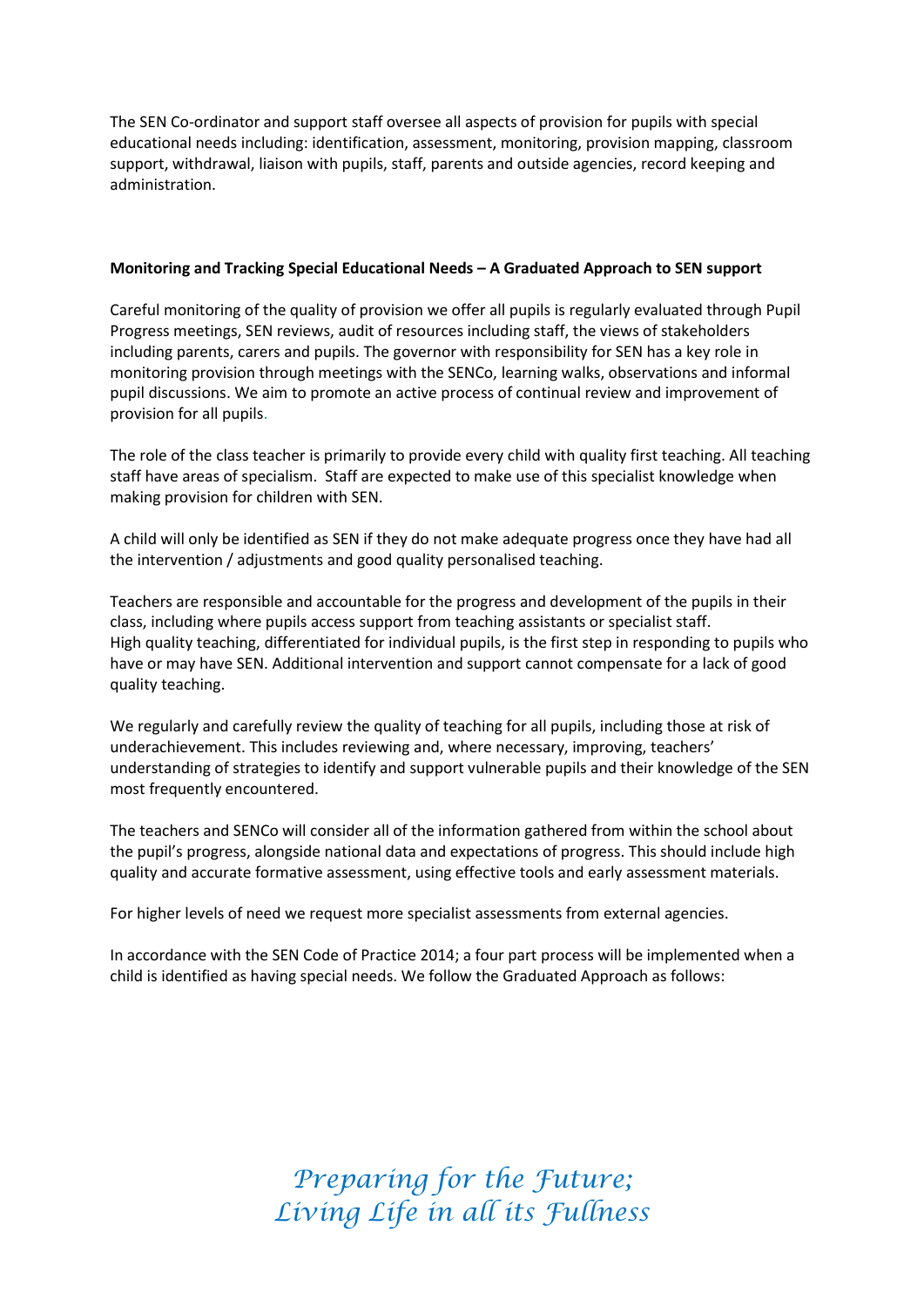The SEN Co-ordinator and support staff oversee all aspects of provision for pupils with special educational needs including: identification, assessment, monitoring, provision mapping, classroom support, withdrawal, liaison with pupils, staff, parents and outside agencies, record keeping and administration.

**Monitoring and Tracking Special Educational Needs – A Graduated Approach to SEN support**

Careful monitoring of the quality of provision we offer all pupils is regularly evaluated through Pupil Progress meetings, SEN reviews, audit of resources including staff, the views of stakeholders including parents, carers and pupils. The governor with responsibility for SEN has a key role in monitoring provision through meetings with the SENCo, learning walks, observations and informal pupil discussions. We aim to promote an active process of continual review and improvement of provision for all pupils.

The role of the class teacher is primarily to provide every child with quality first teaching. All teaching staff have areas of specialism. Staff are expected to make use of this specialist knowledge when making provision for children with SEN.

A child will only be identified as SEN if they do not make adequate progress once they have had all the intervention / adjustments and good quality personalised teaching.

Teachers are responsible and accountable for the progress and development of the pupils in their class, including where pupils access support from teaching assistants or specialist staff. High quality teaching, differentiated for individual pupils, is the first step in responding to pupils who have or may have SEN. Additional intervention and support cannot compensate for a lack of good quality teaching.

We regularly and carefully review the quality of teaching for all pupils, including those at risk of underachievement. This includes reviewing and, where necessary, improving, teachers' understanding of strategies to identify and support vulnerable pupils and their knowledge of the SEN most frequently encountered.

The teachers and SENCo will consider all of the information gathered from within the school about the pupil's progress, alongside national data and expectations of progress. This should include high quality and accurate formative assessment, using effective tools and early assessment materials.

For higher levels of need we request more specialist assessments from external agencies.

In accordance with the SEN Code of Practice 2014; a four part process will be implemented when a child is identified as having special needs. We follow the Graduated Approach as follows: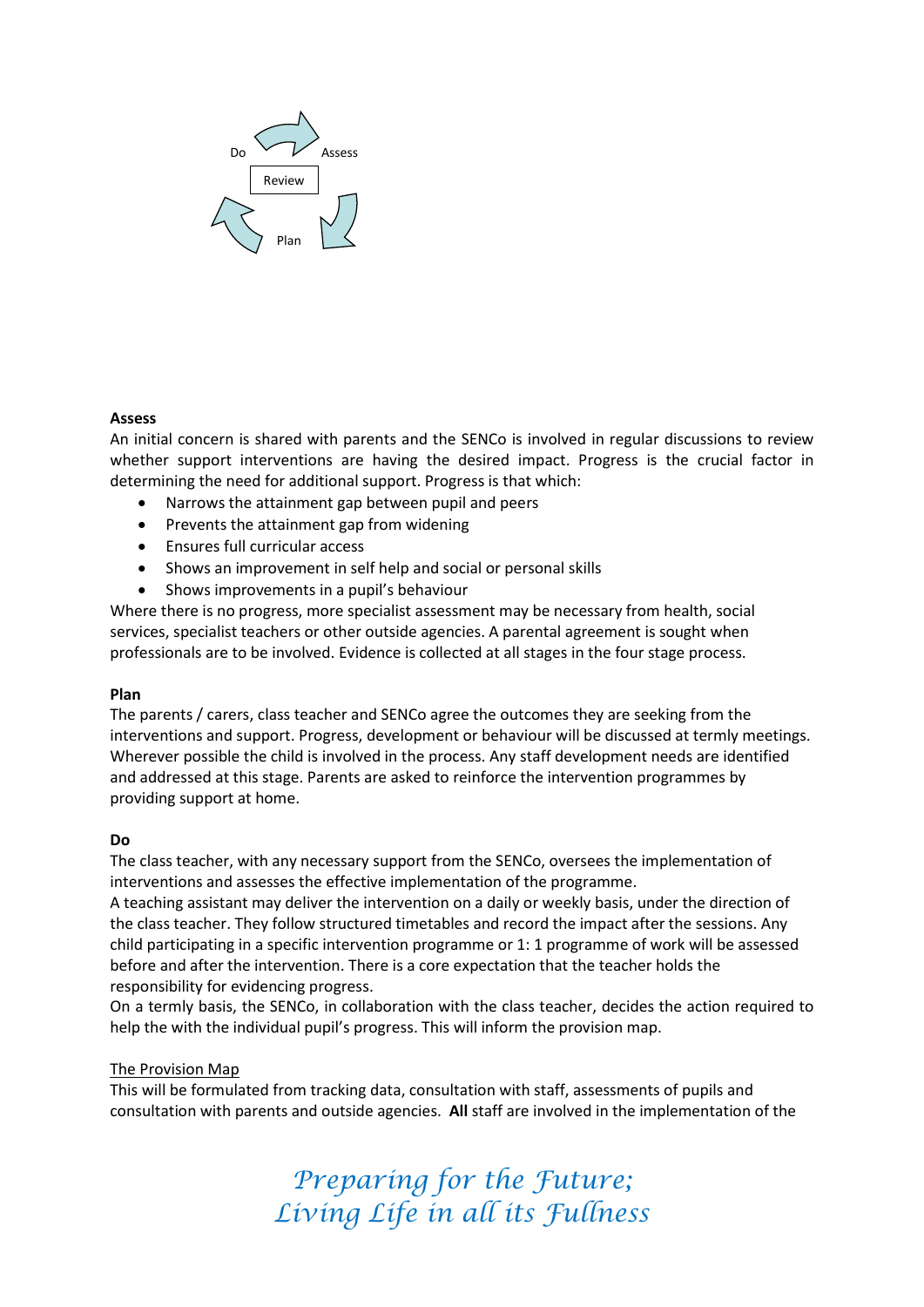Do Assess

Review

Plan

**Assess**

An initial concern is shared with parents and the SENCo is involved in regular discussions to review whether support interventions are having the desired impact. Progress is the crucial factor in determining the need for additional support. Progress is that which:

- Narrows the attainment gap between pupil and peers
- Prevents the attainment gap from widening
- Ensures full curricular access
- Shows an improvement in self help and social or personal skills
- Shows improvements in a pupil's behaviour

Where there is no progress, more specialist assessment may be necessary from health, social services, specialist teachers or other outside agencies. A parental agreement is sought when professionals are to be involved. Evidence is collected at all stages in the four stage process.

**Plan**

The parents / carers, class teacher and SENCo agree the outcomes they are seeking from the interventions and support. Progress, development or behaviour will be discussed at termly meetings. Wherever possible the child is involved in the process. Any staff development needs are identified and addressed at this stage. Parents are asked to reinforce the intervention programmes by providing support at home.

**Do**

The class teacher, with any necessary support from the SENCo, oversees the implementation of interventions and assesses the effective implementation of the programme.

A teaching assistant may deliver the intervention on a daily or weekly basis, under the direction of the class teacher. They follow structured timetables and record the impact after the sessions. Any child participating in a specific intervention programme or 1: 1 programme of work will be assessed before and after the intervention. There is a core expectation that the teacher holds the responsibility for evidencing progress.

On a termly basis, the SENCo, in collaboration with the class teacher, decides the action required to help the with the individual pupil's progress. This will inform the provision map.

The Provision Map

This will be formulated from tracking data, consultation with staff, assessments of pupils and consultation with parents and outside agencies. **All** staff are involved in the implementation of the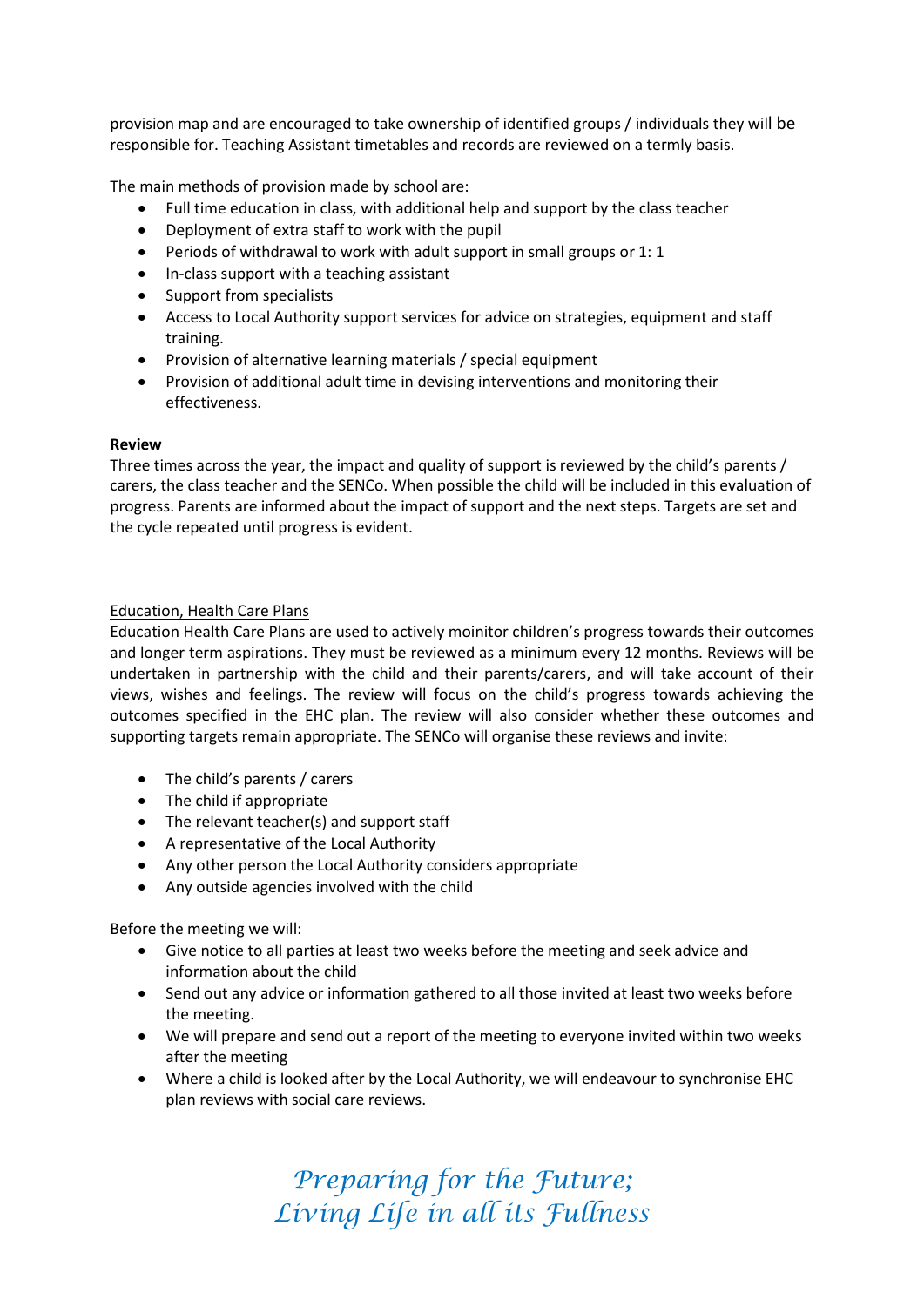provision map and are encouraged to take ownership of identified groups / individuals they will be responsible for. Teaching Assistant timetables and records are reviewed on a termly basis.

The main methods of provision made by school are:

- Full time education in class, with additional help and support by the class teacher
- Deployment of extra staff to work with the pupil
- Periods of withdrawal to work with adult support in small groups or 1: 1
- In-class support with a teaching assistant
- Support from specialists
- Access to Local Authority support services for advice on strategies, equipment and staff training.
- Provision of alternative learning materials / special equipment
- Provision of additional adult time in devising interventions and monitoring their effectiveness.

**Review**

Three times across the year, the impact and quality of support is reviewed by the child's parents / carers, the class teacher and the SENCo. When possible the child will be included in this evaluation of progress. Parents are informed about the impact of support and the next steps. Targets are set and the cycle repeated until progress is evident.

Education, Health Care Plans

Education Health Care Plans are used to actively moinitor children's progress towards their outcomes and longer term aspirations. They must be reviewed as a minimum every 12 months. Reviews will be undertaken in partnership with the child and their parents/carers, and will take account of their views, wishes and feelings. The review will focus on the child's progress towards achieving the outcomes specified in the EHC plan. The review will also consider whether these outcomes and supporting targets remain appropriate. The SENCo will organise these reviews and invite:

- The child's parents / carers
- The child if appropriate
- The relevant teacher(s) and support staff
- A representative of the Local Authority
- Any other person the Local Authority considers appropriate
- Any outside agencies involved with the child

Before the meeting we will:

- Give notice to all parties at least two weeks before the meeting and seek advice and information about the child
- Send out any advice or information gathered to all those invited at least two weeks before the meeting.
- We will prepare and send out a report of the meeting to everyone invited within two weeks after the meeting
- Where a child is looked after by the Local Authority, we will endeavour to synchronise EHC plan reviews with social care reviews.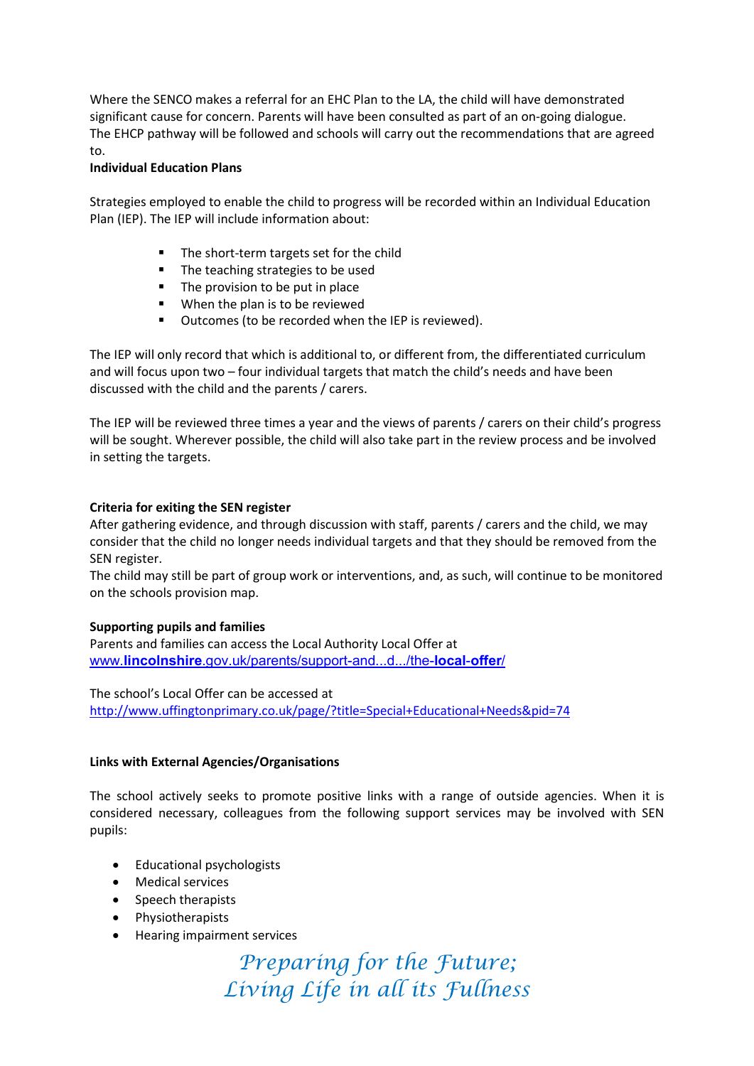Where the SENCO makes a referral for an EHC Plan to the LA, the child will have demonstrated significant cause for concern. Parents will have been consulted as part of an on-going dialogue. The EHCP pathway will be followed and schools will carry out the recommendations that are agreed to.

**Individual Education Plans**

Strategies employed to enable the child to progress will be recorded within an Individual Education Plan (IEP). The IEP will include information about:

- The short-term targets set for the child
- The teaching strategies to be used
- The provision to be put in place
- When the plan is to be reviewed
- Outcomes (to be recorded when the IEP is reviewed).

The IEP will only record that which is additional to, or different from, the differentiated curriculum and will focus upon two – four individual targets that match the child's needs and have been discussed with the child and the parents / carers.

The IEP will be reviewed three times a year and the views of parents / carers on their child's progress will be sought. Wherever possible, the child will also take part in the review process and be involved in setting the targets.

**Criteria for exiting the SEN register**

After gathering evidence, and through discussion with staff, parents / carers and the child, we may consider that the child no longer needs individual targets and that they should be removed from the SEN register.

The child may still be part of group work or interventions, and, as such, will continue to be monitored on the schools provision map.

**Supporting pupils and families**

Parents and families can access the Local Authority Local Offer at www.**lincolnshire**.gov.uk/parents/support-and...d.../the-**local-offer**/

The school's Local Offer can be accessed at http://www.uffingtonprimary.co.uk/page/?title=Special+Educational+Needs&pid=74

**Links with External Agencies/Organisations**

The school actively seeks to promote positive links with a range of outside agencies. When it is considered necessary, colleagues from the following support services may be involved with SEN pupils:

- Educational psychologists
- Medical services
- Speech therapists
- Physiotherapists
- Hearing impairment services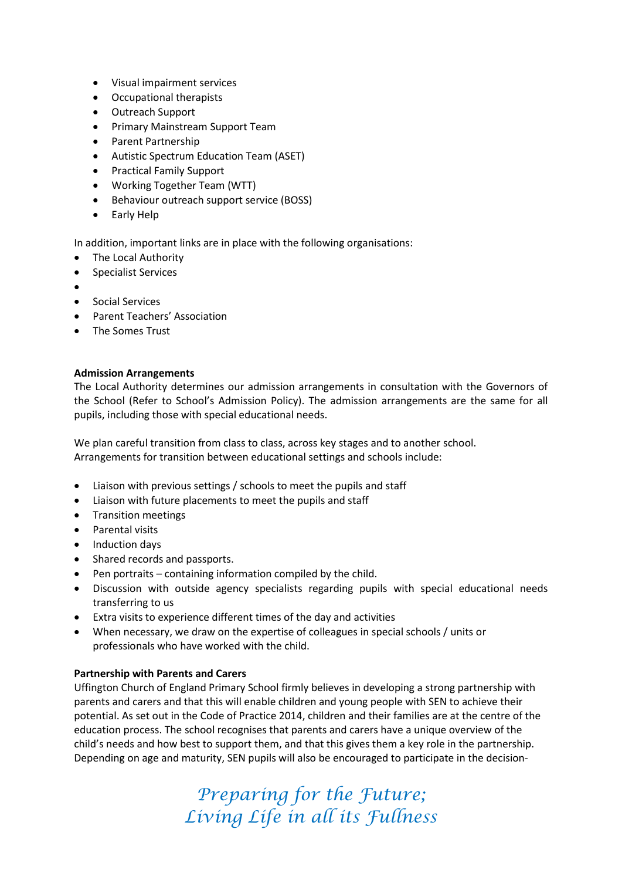- Visual impairment services
- Occupational therapists
- Outreach Support
- Primary Mainstream Support Team
- Parent Partnership
- Autistic Spectrum Education Team (ASET)
- Practical Family Support
- Working Together Team (WTT)
- Behaviour outreach support service (BOSS)
- Early Help

In addition, important links are in place with the following organisations:

- The Local Authority
- Specialist Services
- 
- Social Services
- Parent Teachers' Association
- The Somes Trust

**Admission Arrangements**

The Local Authority determines our admission arrangements in consultation with the Governors of the School (Refer to School's Admission Policy). The admission arrangements are the same for all pupils, including those with special educational needs.

We plan careful transition from class to class, across key stages and to another school. Arrangements for transition between educational settings and schools include:

- Liaison with previous settings / schools to meet the pupils and staff
- Liaison with future placements to meet the pupils and staff
- Transition meetings
- Parental visits
- Induction days
- Shared records and passports.
- Pen portraits – containing information compiled by the child.
- Discussion with outside agency specialists regarding pupils with special educational needs transferring to us
- Extra visits to experience different times of the day and activities
- When necessary, we draw on the expertise of colleagues in special schools / units or professionals who have worked with the child.

**Partnership with Parents and Carers**

Uffington Church of England Primary School firmly believes in developing a strong partnership with parents and carers and that this will enable children and young people with SEN to achieve their potential. As set out in the Code of Practice 2014, children and their families are at the centre of the education process. The school recognises that parents and carers have a unique overview of the child's needs and how best to support them, and that this gives them a key role in the partnership. Depending on age and maturity, SEN pupils will also be encouraged to participate in the decision-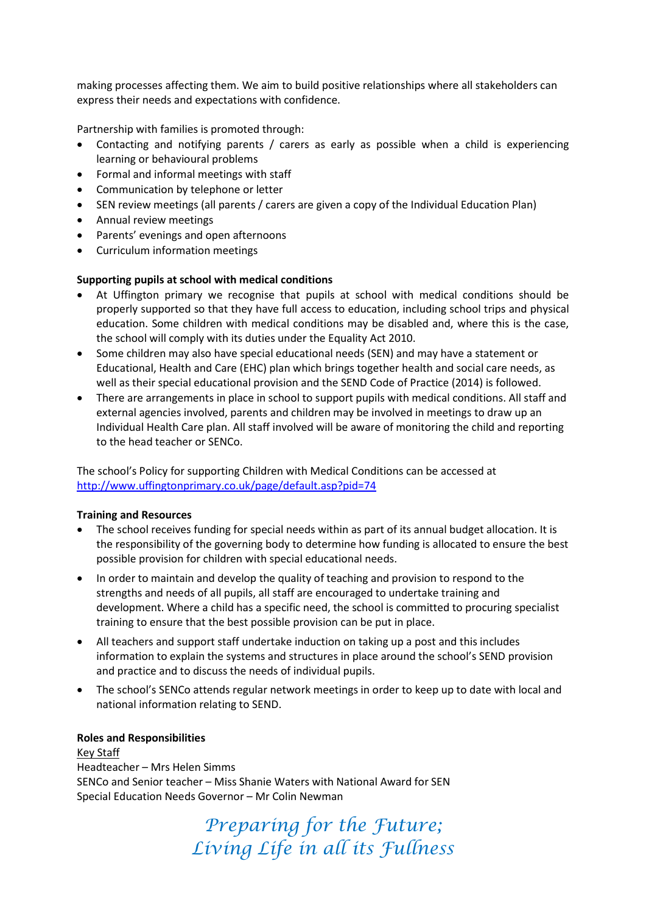making processes affecting them. We aim to build positive relationships where all stakeholders can express their needs and expectations with confidence.

Partnership with families is promoted through:

- Contacting and notifying parents / carers as early as possible when a child is experiencing learning or behavioural problems
- Formal and informal meetings with staff
- Communication by telephone or letter
- SEN review meetings (all parents / carers are given a copy of the Individual Education Plan)
- Annual review meetings
- Parents' evenings and open afternoons
- Curriculum information meetings

**Supporting pupils at school with medical conditions**

- At Uffington primary we recognise that pupils at school with medical conditions should be properly supported so that they have full access to education, including school trips and physical education. Some children with medical conditions may be disabled and, where this is the case, the school will comply with its duties under the Equality Act 2010.
- Some children may also have special educational needs (SEN) and may have a statement or Educational, Health and Care (EHC) plan which brings together health and social care needs, as well as their special educational provision and the SEND Code of Practice (2014) is followed.
- There are arrangements in place in school to support pupils with medical conditions. All staff and external agencies involved, parents and children may be involved in meetings to draw up an Individual Health Care plan. All staff involved will be aware of monitoring the child and reporting to the head teacher or SENCo.

The school's Policy for supporting Children with Medical Conditions can be accessed at http://www.uffingtonprimary.co.uk/page/default.asp?pid=74

**Training and Resources**

- The school receives funding for special needs within as part of its annual budget allocation. It is the responsibility of the governing body to determine how funding is allocated to ensure the best possible provision for children with special educational needs.
- In order to maintain and develop the quality of teaching and provision to respond to the strengths and needs of all pupils, all staff are encouraged to undertake training and development. Where a child has a specific need, the school is committed to procuring specialist training to ensure that the best possible provision can be put in place.
- All teachers and support staff undertake induction on taking up a post and this includes information to explain the systems and structures in place around the school's SEND provision and practice and to discuss the needs of individual pupils.
- The school's SENCo attends regular network meetings in order to keep up to date with local and national information relating to SEND.

**Roles and Responsibilities**

Key Staff

Headteacher – Mrs Helen Simms

SENCo and Senior teacher – Miss Shanie Waters with National Award for SEN

Special Education Needs Governor – Mr Colin Newman

*Preparing for the Future;*
*Living Life in all its Fullness*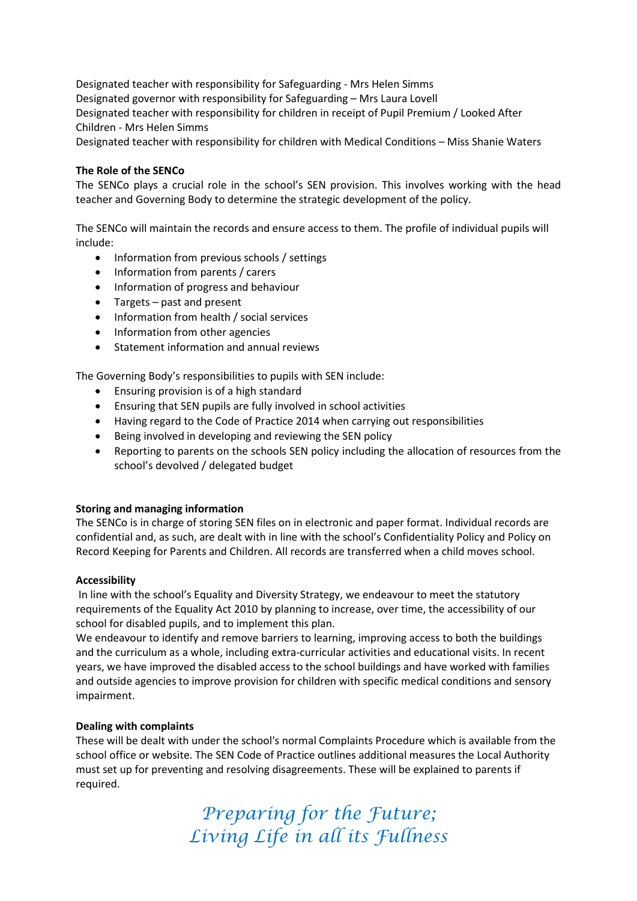Designated teacher with responsibility for Safeguarding - Mrs Helen Simms
Designated governor with responsibility for Safeguarding – Mrs Laura Lovell
Designated teacher with responsibility for children in receipt of Pupil Premium / Looked After Children - Mrs Helen Simms
Designated teacher with responsibility for children with Medical Conditions – Miss Shanie Waters

**The Role of the SENCo**
The SENCo plays a crucial role in the school's SEN provision. This involves working with the head teacher and Governing Body to determine the strategic development of the policy.

The SENCo will maintain the records and ensure access to them. The profile of individual pupils will include:

- Information from previous schools / settings
- Information from parents / carers
- Information of progress and behaviour
- Targets – past and present
- Information from health / social services
- Information from other agencies
- Statement information and annual reviews

The Governing Body's responsibilities to pupils with SEN include:

- Ensuring provision is of a high standard
- Ensuring that SEN pupils are fully involved in school activities
- Having regard to the Code of Practice 2014 when carrying out responsibilities
- Being involved in developing and reviewing the SEN policy
- Reporting to parents on the schools SEN policy including the allocation of resources from the school's devolved / delegated budget

**Storing and managing information**
The SENCo is in charge of storing SEN files on in electronic and paper format. Individual records are confidential and, as such, are dealt with in line with the school's Confidentiality Policy and Policy on Record Keeping for Parents and Children. All records are transferred when a child moves school.

**Accessibility**
In line with the school's Equality and Diversity Strategy, we endeavour to meet the statutory requirements of the Equality Act 2010 by planning to increase, over time, the accessibility of our school for disabled pupils, and to implement this plan.
We endeavour to identify and remove barriers to learning, improving access to both the buildings and the curriculum as a whole, including extra-curricular activities and educational visits. In recent years, we have improved the disabled access to the school buildings and have worked with families and outside agencies to improve provision for children with specific medical conditions and sensory impairment.

**Dealing with complaints**
These will be dealt with under the school's normal Complaints Procedure which is available from the school office or website. The SEN Code of Practice outlines additional measures the Local Authority must set up for preventing and resolving disagreements. These will be explained to parents if required.

*Preparing for the Future;*
*Living Life in all its Fullness*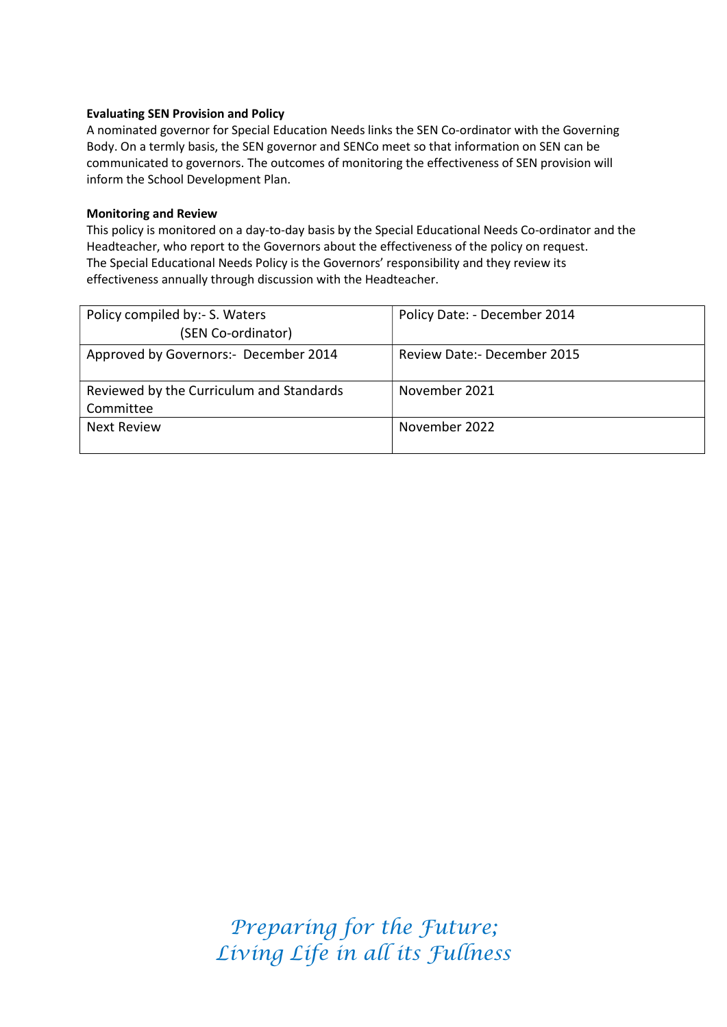**Evaluating SEN Provision and Policy**

A nominated governor for Special Education Needs links the SEN Co-ordinator with the Governing Body. On a termly basis, the SEN governor and SENCo meet so that information on SEN can be communicated to governors. The outcomes of monitoring the effectiveness of SEN provision will inform the School Development Plan.

**Monitoring and Review**

This policy is monitored on a day-to-day basis by the Special Educational Needs Co-ordinator and the Headteacher, who report to the Governors about the effectiveness of the policy on request. The Special Educational Needs Policy is the Governors' responsibility and they review its effectiveness annually through discussion with the Headteacher.

| | |
|---|---|
| Policy compiled by:- S. Waters (SEN Co-ordinator) | Policy Date: - December 2014 |
| Approved by Governors:- December 2014 | Review Date:- December 2015 |
| Reviewed by the Curriculum and Standards Committee | November 2021 |
| Next Review | November 2022 |

*Preparing for the Future;*
*Living Life in all its Fullness*